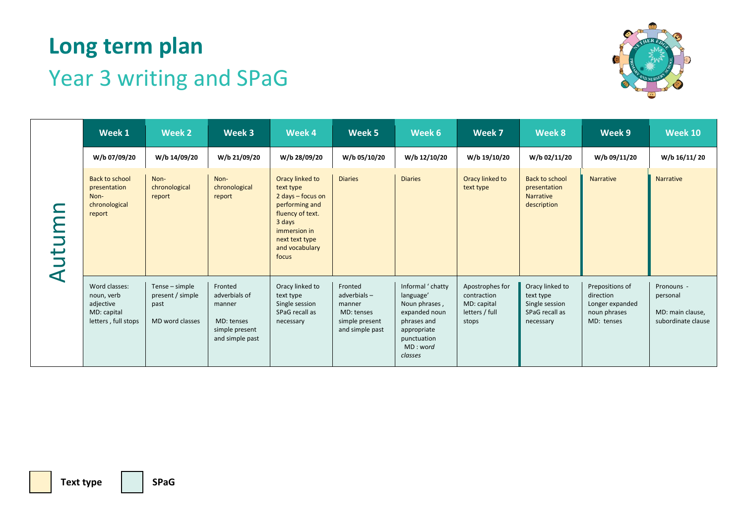# Long term plan

## Year 3 writing and SPaG

| Autumn | Week 1 | Week 2 | Week 3 | Week 4 | Week 5 | Week 6 | Week 7 | Week 8 | Week 9 | Week 10 |
|---|---|---|---|---|---|---|---|---|---|---|
| | W/b 07/09/20 | W/b 14/09/20 | W/b 21/09/20 | W/b 28/09/20 | W/b 05/10/20 | W/b 12/10/20 | W/b 19/10/20 | W/b 02/11/20 | W/b 09/11/20 | W/b 16/11/ 20 |
| Text type | Back to school presentation Non-chronological report | Non-chronological report | Non-chronological report | Oracy linked to text type 2 days – focus on performing and fluency of text. 3 days immersion in next text type and vocabulary focus | Diaries | Diaries | Oracy linked to text type | Back to school presentation Narrative description | Narrative | Narrative |
| SPaG | Word classes: noun, verb adjective MD: capital letters , full stops | Tense – simple present / simple past MD word classes | Fronted adverbials of manner MD: tenses simple present and simple past | Oracy linked to text type Single session SPaG recall as necessary | Fronted adverbials – manner MD: tenses simple present and simple past | Informal ' chatty language' Noun phrases , expanded noun phrases and appropriate punctuation MD : *word classes* | Apostrophes for contraction MD: capital letters / full stops | Oracy linked to text type Single session SPaG recall as necessary | Prepositions of direction Longer expanded noun phrases MD: tenses | Pronouns - personal MD: main clause, subordinate clause |

**Text type** | **SPaG**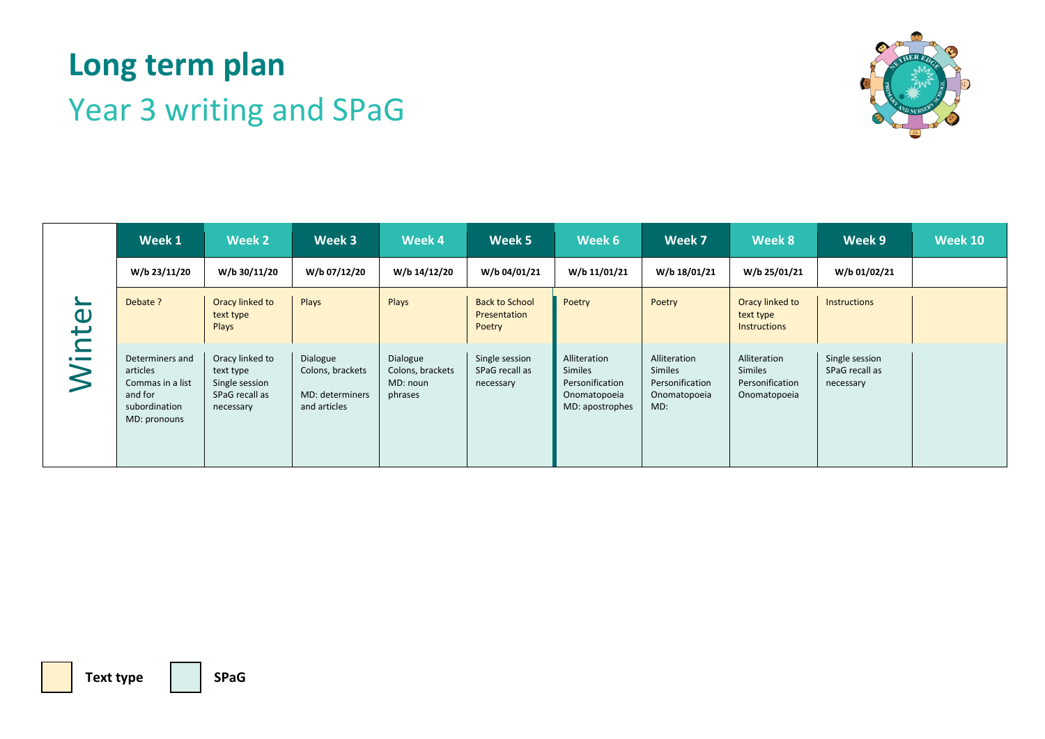# Long term plan

## Year 3 writing and SPaG

| Winter | Week 1 | Week 2 | Week 3 | Week 4 | Week 5 | Week 6 | Week 7 | Week 8 | Week 9 | Week 10 |
|---|---|---|---|---|---|---|---|---|---|---|
| | W/b 23/11/20 | W/b 30/11/20 | W/b 07/12/20 | W/b 14/12/20 | W/b 04/01/21 | W/b 11/01/21 | W/b 18/01/21 | W/b 25/01/21 | W/b 01/02/21 | |
| | Debate ? | Oracy linked to text type Plays | Plays | Plays | Back to School Presentation Poetry | Poetry | Poetry | Oracy linked to text type Instructions | Instructions | |
| | Determiners and articles Commas in a list and for subordination MD: pronouns | Oracy linked to text type Single session SPaG recall as necessary | Dialogue Colons, brackets MD: determiners and articles | Dialogue Colons, brackets MD: noun phrases | Single session SPaG recall as necessary | Alliteration Similes Personification Onomatopoeia MD: apostrophes | Alliteration Similes Personification Onomatopoeia MD: | Alliteration Similes Personification Onomatopoeia | Single session SPaG recall as necessary | |

Text type | SPaG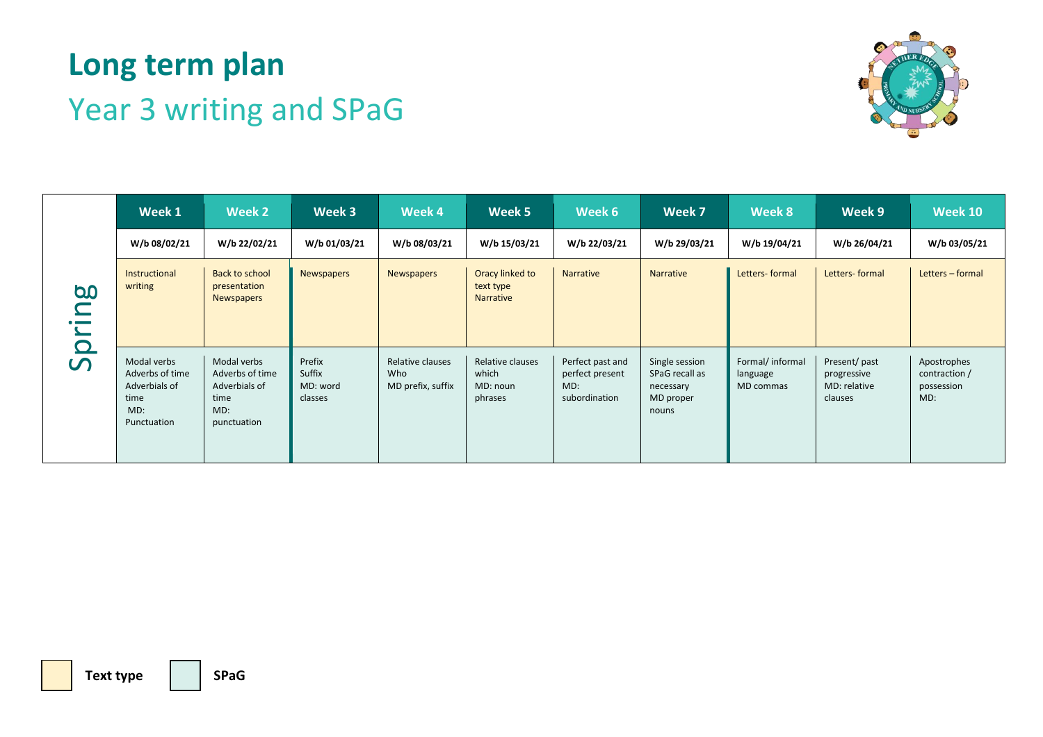# Long term plan

## Year 3 writing and SPaG

| Spring | Week 1 | Week 2 | Week 3 | Week 4 | Week 5 | Week 6 | Week 7 | Week 8 | Week 9 | Week 10 |
|---|---|---|---|---|---|---|---|---|---|---|
| | W/b 08/02/21 | W/b 22/02/21 | W/b 01/03/21 | W/b 08/03/21 | W/b 15/03/21 | W/b 22/03/21 | W/b 29/03/21 | W/b 19/04/21 | W/b 26/04/21 | W/b 03/05/21 |
| | Instructional writing | Back to school presentation Newspapers | Newspapers | Newspapers | Oracy linked to text type Narrative | Narrative | Narrative | Letters- formal | Letters- formal | Letters – formal |
| | Modal verbs Adverbs of time Adverbials of time MD: Punctuation | Modal verbs Adverbs of time Adverbials of time MD: punctuation | Prefix Suffix MD: word classes | Relative clauses Who MD prefix, suffix | Relative clauses which MD: noun phrases | Perfect past and perfect present MD: subordination | Single session SPaG recall as necessary MD proper nouns | Formal/ informal language MD commas | Present/ past progressive MD: relative clauses | Apostrophes contraction / possession MD: |

**Text type** | **SPaG**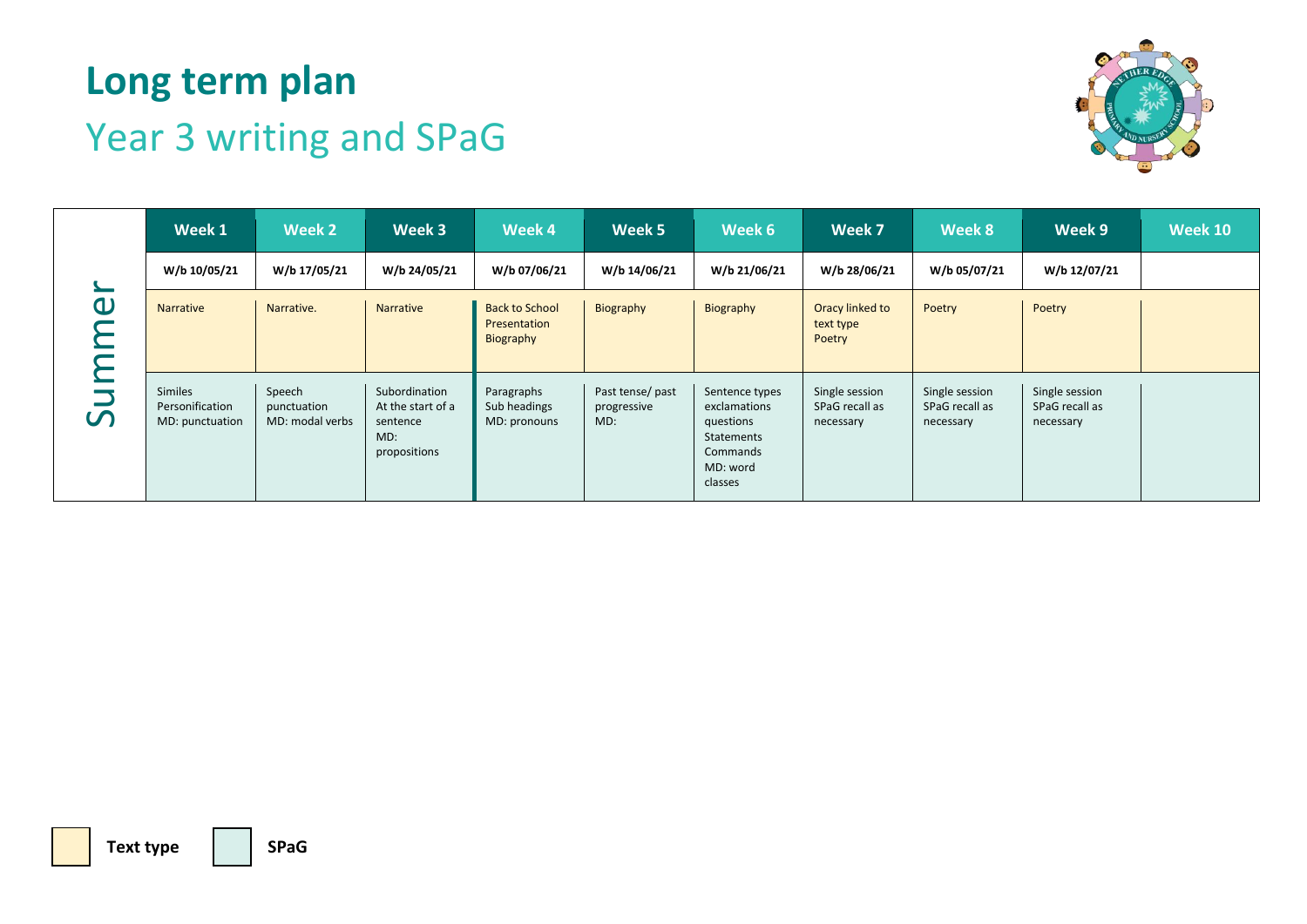# Long term plan

## Year 3 writing and SPaG

| Summer | Week 1 | Week 2 | Week 3 | Week 4 | Week 5 | Week 6 | Week 7 | Week 8 | Week 9 | Week 10 |
|---|---|---|---|---|---|---|---|---|---|---|
| | W/b 10/05/21 | W/b 17/05/21 | W/b 24/05/21 | W/b 07/06/21 | W/b 14/06/21 | W/b 21/06/21 | W/b 28/06/21 | W/b 05/07/21 | W/b 12/07/21 | |
| | Narrative | Narrative. | Narrative | Back to School Presentation Biography | Biography | Biography | Oracy linked to text type Poetry | Poetry | Poetry | |
| | Similes Personification MD: punctuation | Speech punctuation MD: modal verbs | Subordination At the start of a sentence MD: propositions | Paragraphs Sub headings MD: pronouns | Past tense/ past progressive MD: | Sentence types exclamations questions Statements Commands MD: word classes | Single session SPaG recall as necessary | Single session SPaG recall as necessary | Single session SPaG recall as necessary | |

Text type | SPaG